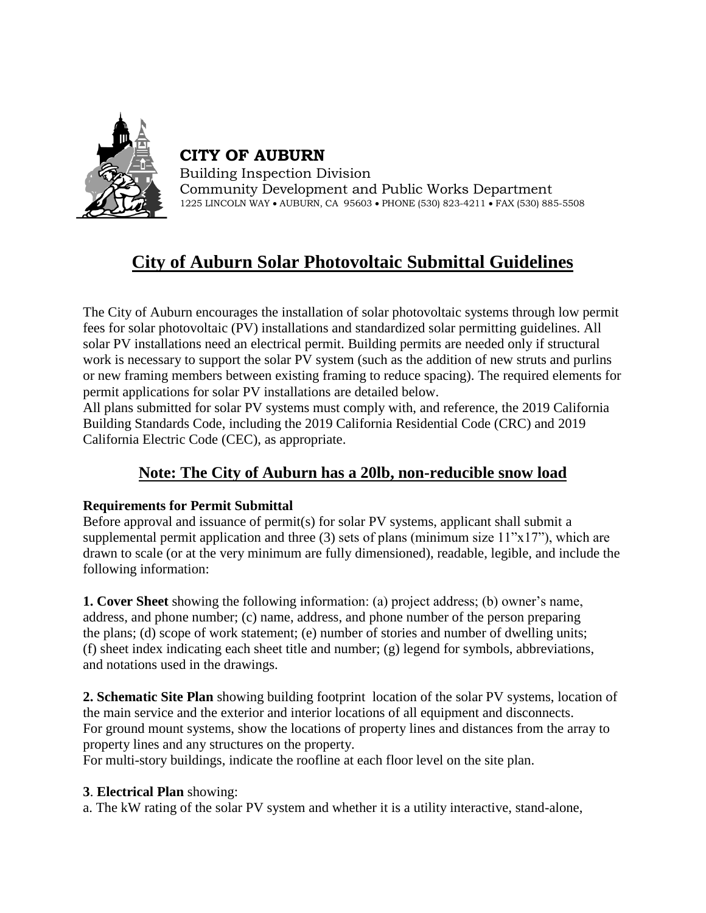**CITY OF AUBURN**
Building Inspection Division
Community Development and Public Works Department
1225 LINCOLN WAY • AUBURN, CA 95603 • PHONE (530) 823-4211 • FAX (530) 885-5508

# City of Auburn Solar Photovoltaic Submittal Guidelines

The City of Auburn encourages the installation of solar photovoltaic systems through low permit fees for solar photovoltaic (PV) installations and standardized solar permitting guidelines. All solar PV installations need an electrical permit. Building permits are needed only if structural work is necessary to support the solar PV system (such as the addition of new struts and purlins or new framing members between existing framing to reduce spacing). The required elements for permit applications for solar PV installations are detailed below.
All plans submitted for solar PV systems must comply with, and reference, the 2019 California Building Standards Code, including the 2019 California Residential Code (CRC) and 2019 California Electric Code (CEC), as appropriate.

## Note: The City of Auburn has a 20lb, non-reducible snow load

**Requirements for Permit Submittal**
Before approval and issuance of permit(s) for solar PV systems, applicant shall submit a supplemental permit application and three (3) sets of plans (minimum size 11"x17"), which are drawn to scale (or at the very minimum are fully dimensioned), readable, legible, and include the following information:

**1. Cover Sheet** showing the following information: (a) project address; (b) owner's name, address, and phone number; (c) name, address, and phone number of the person preparing the plans; (d) scope of work statement; (e) number of stories and number of dwelling units; (f) sheet index indicating each sheet title and number; (g) legend for symbols, abbreviations, and notations used in the drawings.

**2. Schematic Site Plan** showing building footprint location of the solar PV systems, location of the main service and the exterior and interior locations of all equipment and disconnects.
For ground mount systems, show the locations of property lines and distances from the array to property lines and any structures on the property.
For multi-story buildings, indicate the roofline at each floor level on the site plan.

**3**. **Electrical Plan** showing:
a. The kW rating of the solar PV system and whether it is a utility interactive, stand-alone,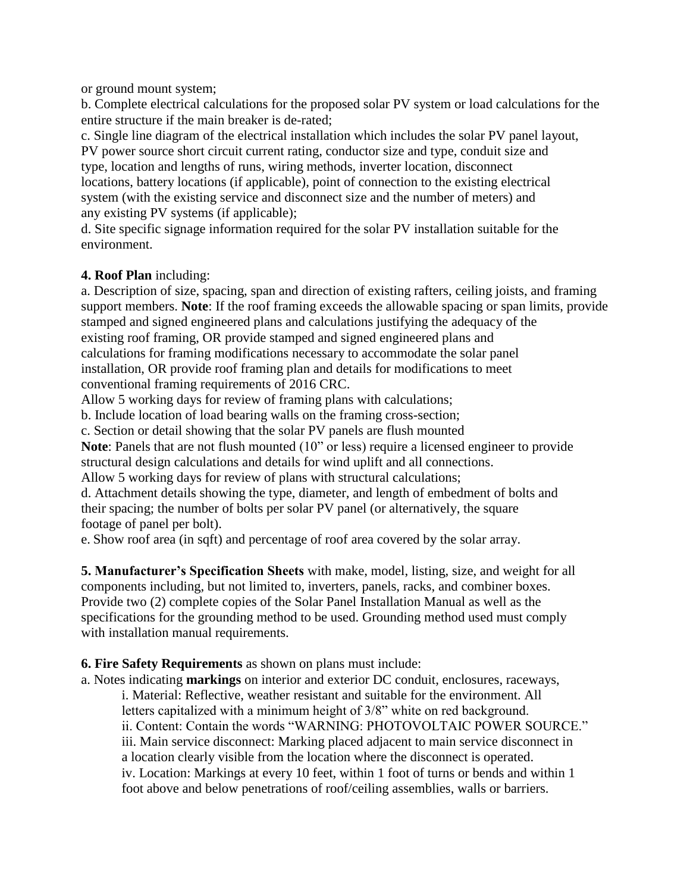or ground mount system;

b. Complete electrical calculations for the proposed solar PV system or load calculations for the entire structure if the main breaker is de-rated;

c. Single line diagram of the electrical installation which includes the solar PV panel layout, PV power source short circuit current rating, conductor size and type, conduit size and type, location and lengths of runs, wiring methods, inverter location, disconnect locations, battery locations (if applicable), point of connection to the existing electrical system (with the existing service and disconnect size and the number of meters) and any existing PV systems (if applicable);

d. Site specific signage information required for the solar PV installation suitable for the environment.

**4. Roof Plan** including:

a. Description of size, spacing, span and direction of existing rafters, ceiling joists, and framing support members. **Note**: If the roof framing exceeds the allowable spacing or span limits, provide stamped and signed engineered plans and calculations justifying the adequacy of the existing roof framing, OR provide stamped and signed engineered plans and calculations for framing modifications necessary to accommodate the solar panel installation, OR provide roof framing plan and details for modifications to meet conventional framing requirements of 2016 CRC.

Allow 5 working days for review of framing plans with calculations;

b. Include location of load bearing walls on the framing cross-section;

c. Section or detail showing that the solar PV panels are flush mounted

**Note**: Panels that are not flush mounted (10" or less) require a licensed engineer to provide structural design calculations and details for wind uplift and all connections.

Allow 5 working days for review of plans with structural calculations;

d. Attachment details showing the type, diameter, and length of embedment of bolts and their spacing; the number of bolts per solar PV panel (or alternatively, the square footage of panel per bolt).

e. Show roof area (in sqft) and percentage of roof area covered by the solar array.

**5. Manufacturer's Specification Sheets** with make, model, listing, size, and weight for all components including, but not limited to, inverters, panels, racks, and combiner boxes. Provide two (2) complete copies of the Solar Panel Installation Manual as well as the specifications for the grounding method to be used. Grounding method used must comply with installation manual requirements.

**6. Fire Safety Requirements** as shown on plans must include:

a. Notes indicating **markings** on interior and exterior DC conduit, enclosures, raceways,

- i. Material: Reflective, weather resistant and suitable for the environment. All letters capitalized with a minimum height of 3/8" white on red background.
- ii. Content: Contain the words "WARNING: PHOTOVOLTAIC POWER SOURCE."
- iii. Main service disconnect: Marking placed adjacent to main service disconnect in a location clearly visible from the location where the disconnect is operated.
- iv. Location: Markings at every 10 feet, within 1 foot of turns or bends and within 1 foot above and below penetrations of roof/ceiling assemblies, walls or barriers.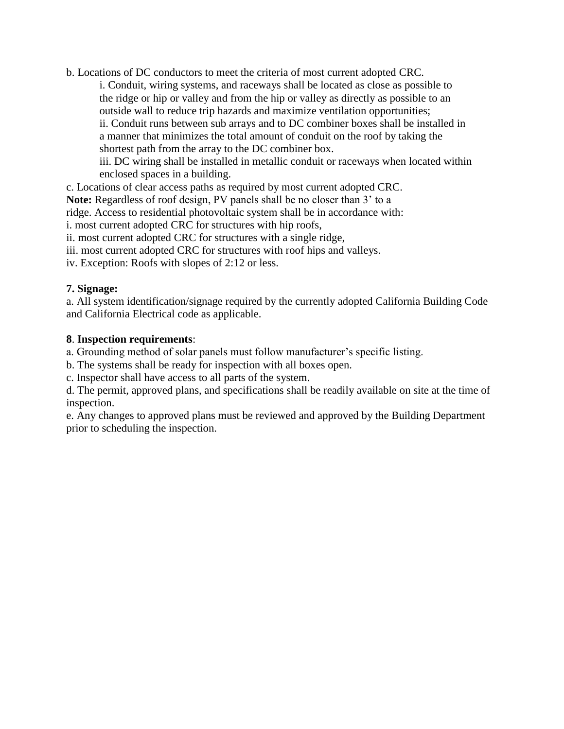b. Locations of DC conductors to meet the criteria of most current adopted CRC.

    i. Conduit, wiring systems, and raceways shall be located as close as possible to the ridge or hip or valley and from the hip or valley as directly as possible to an outside wall to reduce trip hazards and maximize ventilation opportunities;

    ii. Conduit runs between sub arrays and to DC combiner boxes shall be installed in a manner that minimizes the total amount of conduit on the roof by taking the shortest path from the array to the DC combiner box.

    iii. DC wiring shall be installed in metallic conduit or raceways when located within enclosed spaces in a building.

c. Locations of clear access paths as required by most current adopted CRC.

**Note:** Regardless of roof design, PV panels shall be no closer than 3' to a ridge. Access to residential photovoltaic system shall be in accordance with:

i. most current adopted CRC for structures with hip roofs,

ii. most current adopted CRC for structures with a single ridge,

iii. most current adopted CRC for structures with roof hips and valleys.

iv. Exception: Roofs with slopes of 2:12 or less.

**7. Signage:**

a. All system identification/signage required by the currently adopted California Building Code and California Electrical code as applicable.

**8**. **Inspection requirements**:

a. Grounding method of solar panels must follow manufacturer's specific listing.

b. The systems shall be ready for inspection with all boxes open.

c. Inspector shall have access to all parts of the system.

d. The permit, approved plans, and specifications shall be readily available on site at the time of inspection.

e. Any changes to approved plans must be reviewed and approved by the Building Department prior to scheduling the inspection.